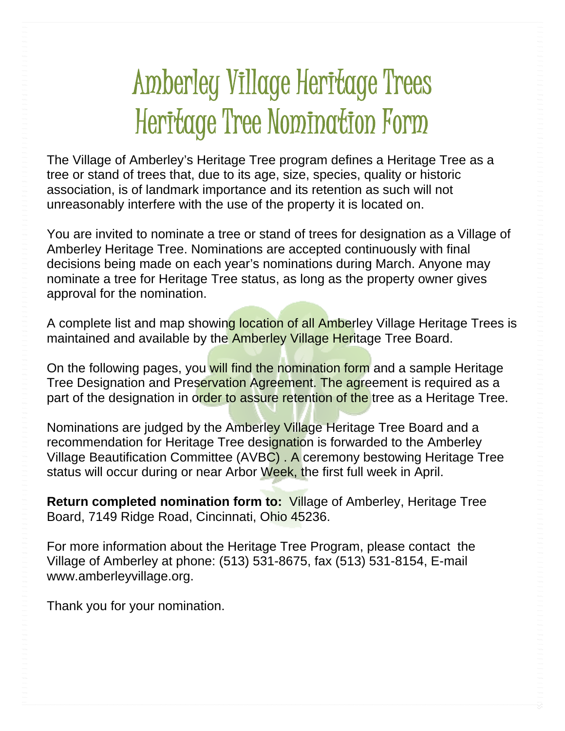# Amberley Village Heritage Trees
# Heritage Tree Nomination Form

The Village of Amberley's Heritage Tree program defines a Heritage Tree as a tree or stand of trees that, due to its age, size, species, quality or historic association, is of landmark importance and its retention as such will not unreasonably interfere with the use of the property it is located on.

You are invited to nominate a tree or stand of trees for designation as a Village of Amberley Heritage Tree. Nominations are accepted continuously with final decisions being made on each year's nominations during March. Anyone may nominate a tree for Heritage Tree status, as long as the property owner gives approval for the nomination.

A complete list and map showing location of all Amberley Village Heritage Trees is maintained and available by the Amberley Village Heritage Tree Board.

On the following pages, you will find the nomination form and a sample Heritage Tree Designation and Preservation Agreement. The agreement is required as a part of the designation in order to assure retention of the tree as a Heritage Tree.

Nominations are judged by the Amberley Village Heritage Tree Board and a recommendation for Heritage Tree designation is forwarded to the Amberley Village Beautification Committee (AVBC) . A ceremony bestowing Heritage Tree status will occur during or near Arbor Week, the first full week in April.

**Return completed nomination form to:** Village of Amberley, Heritage Tree Board, 7149 Ridge Road, Cincinnati, Ohio 45236.

For more information about the Heritage Tree Program, please contact the Village of Amberley at phone: (513) 531-8675, fax (513) 531-8154, E-mail www.amberleyvillage.org.

Thank you for your nomination.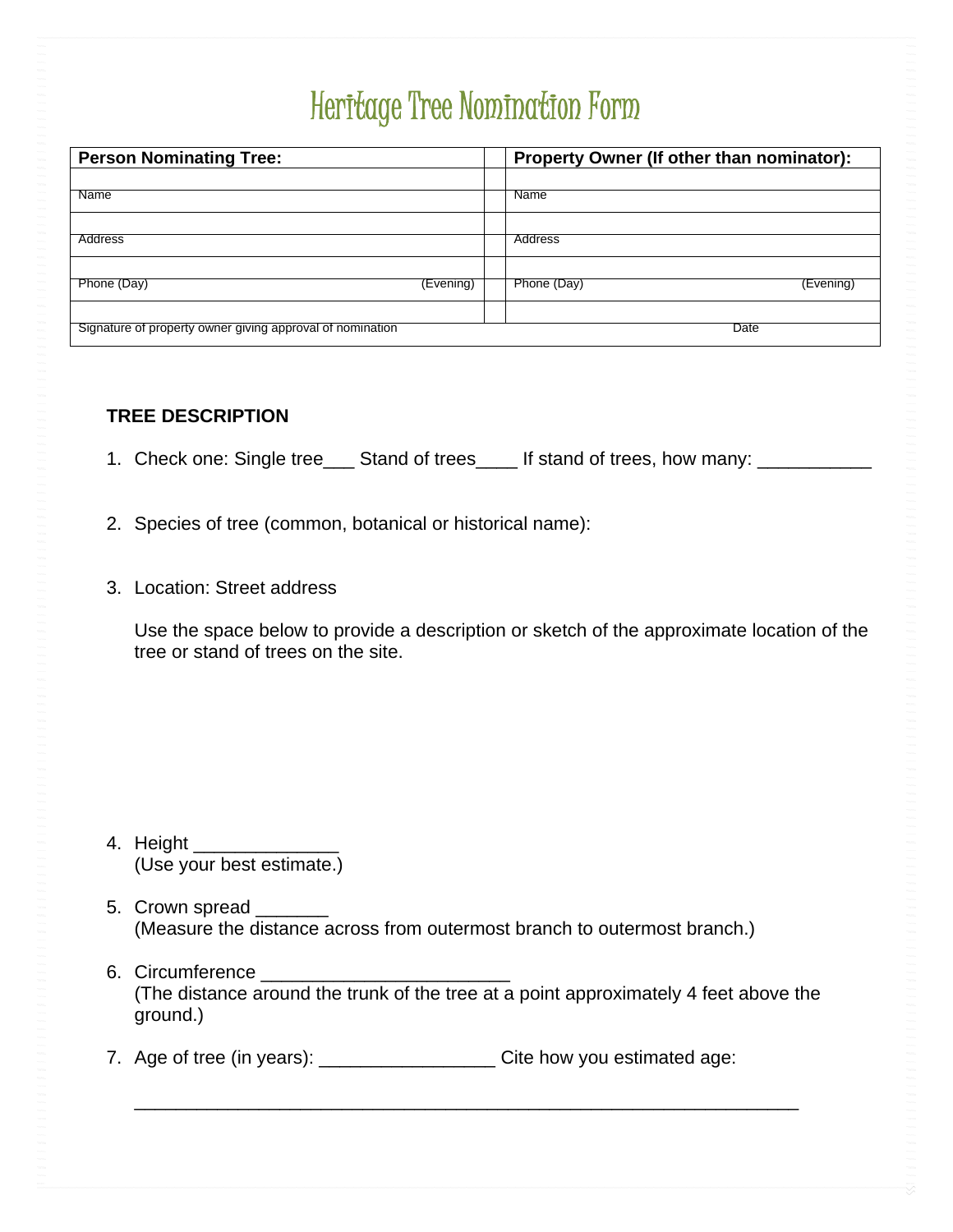# Heritage Tree Nomination Form

| **Person Nominating Tree:** | | | **Property Owner (If other than nominator):** | |
|---|---|---|---|---|
| | | | | |
| Name | | | Name | |
| | | | | |
| Address | | | Address | |
| | | | | |
| Phone (Day) | (Evening) | | Phone (Day) | (Evening) |
| | | | | |
| Signature of property owner giving approval of nomination | | | Date | |

**TREE DESCRIPTION**

1. Check one: Single tree___ Stand of trees____ If stand of trees, how many: ___________

2. Species of tree (common, botanical or historical name):

3. Location: Street address

   Use the space below to provide a description or sketch of the approximate location of the tree or stand of trees on the site.

4. Height ______________
   (Use your best estimate.)

5. Crown spread _______
   (Measure the distance across from outermost branch to outermost branch.)

6. Circumference ________________________
   (The distance around the trunk of the tree at a point approximately 4 feet above the ground.)

7. Age of tree (in years): _________________ Cite how you estimated age:

   ________________________________________________________________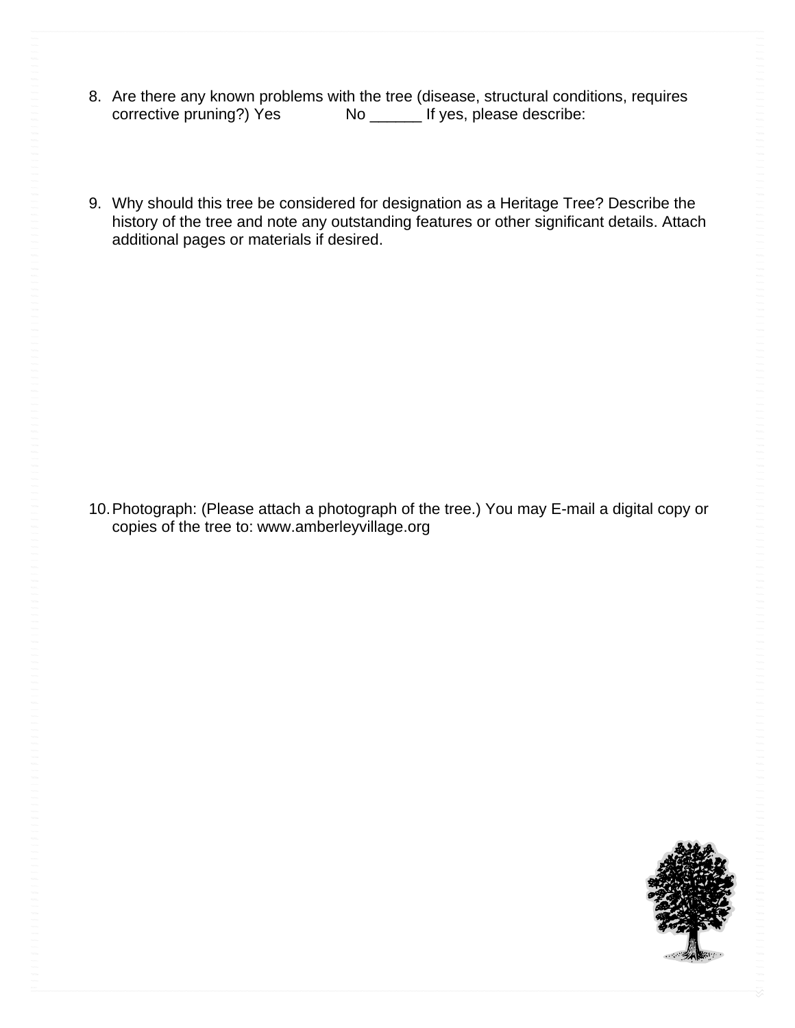8. Are there any known problems with the tree (disease, structural conditions, requires corrective pruning?) Yes              No ______ If yes, please describe:

9. Why should this tree be considered for designation as a Heritage Tree? Describe the history of the tree and note any outstanding features or other significant details. Attach additional pages or materials if desired.

10. Photograph: (Please attach a photograph of the tree.) You may E-mail a digital copy or copies of the tree to: www.amberleyvillage.org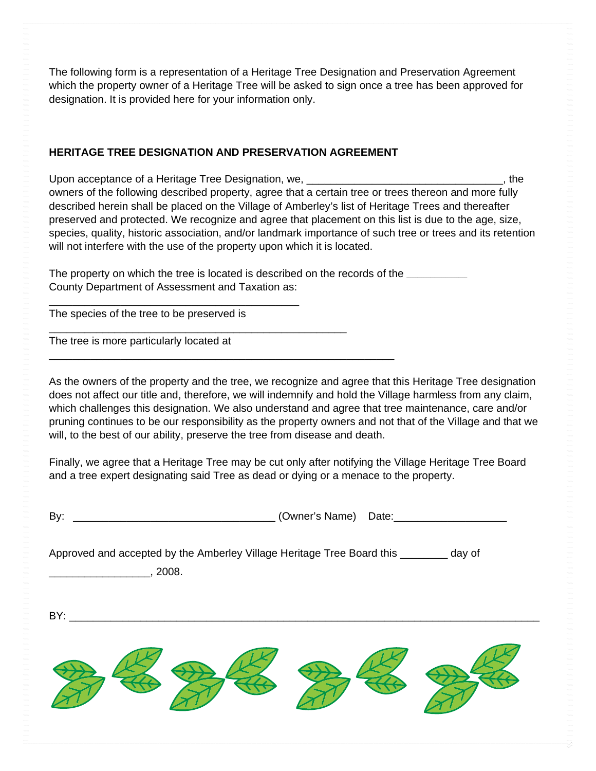The following form is a representation of a Heritage Tree Designation and Preservation Agreement which the property owner of a Heritage Tree will be asked to sign once a tree has been approved for designation. It is provided here for your information only.

**HERITAGE TREE DESIGNATION AND PRESERVATION AGREEMENT**

Upon acceptance of a Heritage Tree Designation, we, _________________________________, the owners of the following described property, agree that a certain tree or trees thereon and more fully described herein shall be placed on the Village of Amberley's list of Heritage Trees and thereafter preserved and protected. We recognize and agree that placement on this list is due to the age, size, species, quality, historic association, and/or landmark importance of such tree or trees and its retention will not interfere with the use of the property upon which it is located.

The property on which the tree is located is described on the records of the __________ County Department of Assessment and Taxation as:

_____________________________________________

The species of the tree to be preserved is

_____________________________________________________

The tree is more particularly located at

_____________________________________________________________

As the owners of the property and the tree, we recognize and agree that this Heritage Tree designation does not affect our title and, therefore, we will indemnify and hold the Village harmless from any claim, which challenges this designation. We also understand and agree that tree maintenance, care and/or pruning continues to be our responsibility as the property owners and not that of the Village and that we will, to the best of our ability, preserve the tree from disease and death.

Finally, we agree that a Heritage Tree may be cut only after notifying the Village Heritage Tree Board and a tree expert designating said Tree as dead or dying or a menace to the property.

By: _________________________________ (Owner's Name) Date:___________________

Approved and accepted by the Amberley Village Heritage Tree Board this ________ day of _________________, 2008.

BY: ________________________________________________________________________________